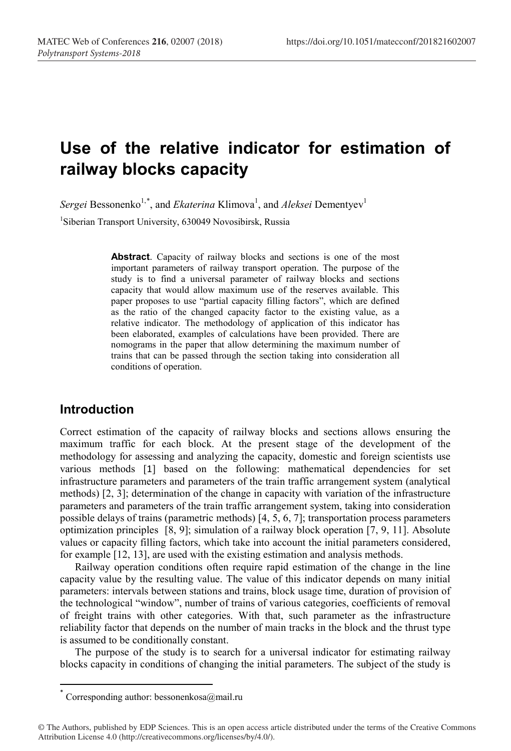# Use of the relative indicator for estimation of railway blocks capacity

*Sergei* Bessonenko[1,*], and *Ekaterina* Klimova[1], and *Aleksei* Dementyev[1]

[1]Siberian Transport University, 630049 Novosibirsk, Russia

**Abstract**. Capacity of railway blocks and sections is one of the most important parameters of railway transport operation. The purpose of the study is to find a universal parameter of railway blocks and sections capacity that would allow maximum use of the reserves available. This paper proposes to use "partial capacity filling factors", which are defined as the ratio of the changed capacity factor to the existing value, as a relative indicator. The methodology of application of this indicator has been elaborated, examples of calculations have been provided. There are nomograms in the paper that allow determining the maximum number of trains that can be passed through the section taking into consideration all conditions of operation.

## Introduction

Correct estimation of the capacity of railway blocks and sections allows ensuring the maximum traffic for each block. At the present stage of the development of the methodology for assessing and analyzing the capacity, domestic and foreign scientists use various methods [1] based on the following: mathematical dependencies for set infrastructure parameters and parameters of the train traffic arrangement system (analytical methods) [2, 3]; determination of the change in capacity with variation of the infrastructure parameters and parameters of the train traffic arrangement system, taking into consideration possible delays of trains (parametric methods) [4, 5, 6, 7]; transportation process parameters optimization principles [8, 9]; simulation of a railway block operation [7, 9, 11]. Absolute values or capacity filling factors, which take into account the initial parameters considered, for example [12, 13], are used with the existing estimation and analysis methods.

Railway operation conditions often require rapid estimation of the change in the line capacity value by the resulting value. The value of this indicator depends on many initial parameters: intervals between stations and trains, block usage time, duration of provision of the technological "window", number of trains of various categories, coefficients of removal of freight trains with other categories. With that, such parameter as the infrastructure reliability factor that depends on the number of main tracks in the block and the thrust type is assumed to be conditionally constant.

The purpose of the study is to search for a universal indicator for estimating railway blocks capacity in conditions of changing the initial parameters. The subject of the study is

* Corresponding author: bessonenkosa@mail.ru

© The Authors, published by EDP Sciences. This is an open access article distributed under the terms of the Creative Commons Attribution License 4.0 (http://creativecommons.org/licenses/by/4.0/).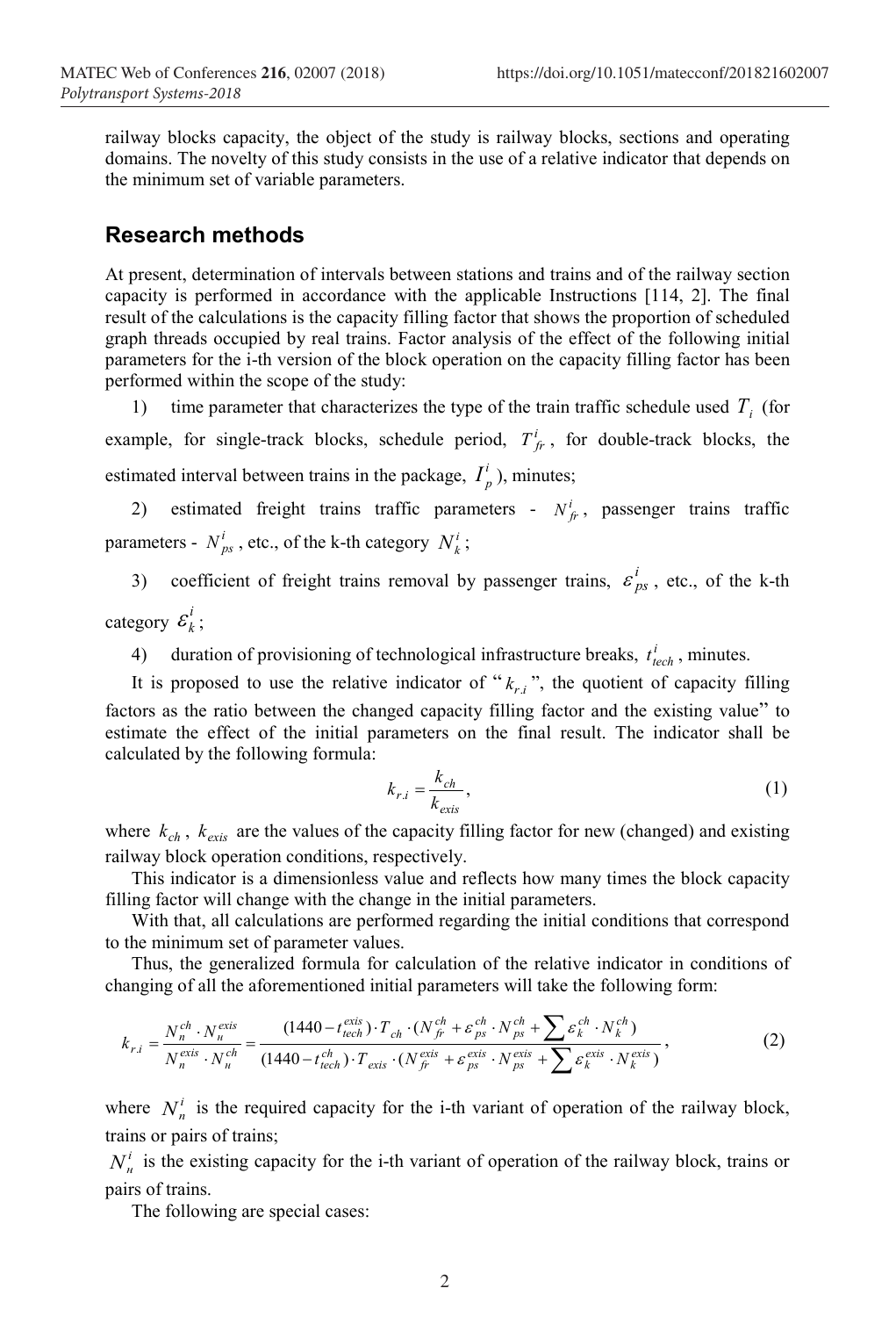railway blocks capacity, the object of the study is railway blocks, sections and operating domains. The novelty of this study consists in the use of a relative indicator that depends on the minimum set of variable parameters.

## Research methods

At present, determination of intervals between stations and trains and of the railway section capacity is performed in accordance with the applicable Instructions [114, 2]. The final result of the calculations is the capacity filling factor that shows the proportion of scheduled graph threads occupied by real trains. Factor analysis of the effect of the following initial parameters for the i-th version of the block operation on the capacity filling factor has been performed within the scope of the study:

1) time parameter that characterizes the type of the train traffic schedule used $T_i$ (for example, for single-track blocks, schedule period, $T_{fr}^{i}$, for double-track blocks, the estimated interval between trains in the package, $I_p^i$), minutes;

2) estimated freight trains traffic parameters - $N_{fr}^{i}$, passenger trains traffic parameters - $N_{ps}^{i}$, etc., of the k-th category $N_k^i$;

3) coefficient of freight trains removal by passenger trains, $\varepsilon_{ps}^{i}$, etc., of the k-th category $\varepsilon_k^i$;

4) duration of provisioning of technological infrastructure breaks, $t_{tech}^{i}$, minutes.

It is proposed to use the relative indicator of "$k_{r.i}$", the quotient of capacity filling factors as the ratio between the changed capacity filling factor and the existing value" to estimate the effect of the initial parameters on the final result. The indicator shall be calculated by the following formula:

$$k_{r.i} = \frac{k_{ch}}{k_{exis}}, \tag{1}$$

where $k_{ch}$, $k_{exis}$ are the values of the capacity filling factor for new (changed) and existing railway block operation conditions, respectively.

This indicator is a dimensionless value and reflects how many times the block capacity filling factor will change with the change in the initial parameters.

With that, all calculations are performed regarding the initial conditions that correspond to the minimum set of parameter values.

Thus, the generalized formula for calculation of the relative indicator in conditions of changing of all the aforementioned initial parameters will take the following form:

$$k_{r.i} = \frac{N_n^{ch} \cdot N_{u}^{exis}}{N_n^{exis} \cdot N_{u}^{ch}} = \frac{(1440 - t_{tech}^{exis}) \cdot T_{ch} \cdot (N_{fr}^{ch} + \varepsilon_{ps}^{ch} \cdot N_{ps}^{ch} + \sum \varepsilon_k^{ch} \cdot N_k^{ch})}{(1440 - t_{tech}^{ch}) \cdot T_{exis} \cdot (N_{fr}^{exis} + \varepsilon_{ps}^{exis} \cdot N_{ps}^{exis} + \sum \varepsilon_k^{exis} \cdot N_k^{exis})}, \tag{2}$$

where $N_n^i$ is the required capacity for the i-th variant of operation of the railway block, trains or pairs of trains;

$N_{u}^i$ is the existing capacity for the i-th variant of operation of the railway block, trains or pairs of trains.

The following are special cases: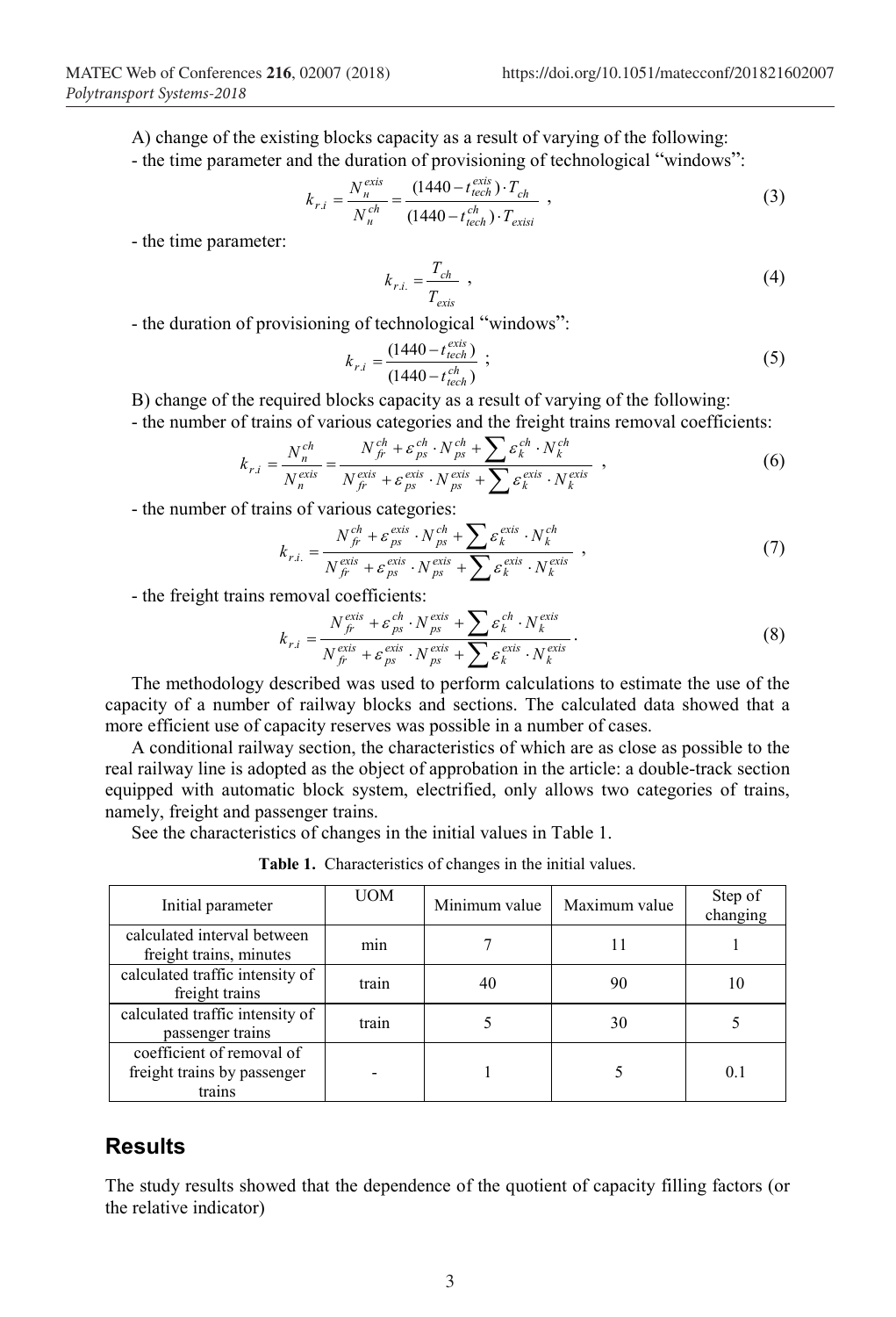A) change of the existing blocks capacity as a result of varying of the following:

- the time parameter and the duration of provisioning of technological "windows":

$$k_{r.i} = \frac{N_{n}^{exis}}{N_{n}^{ch}} = \frac{(1440 - t_{tech}^{exis}) \cdot T_{ch}}{(1440 - t_{tech}^{ch}) \cdot T_{exisi}} \ , \tag{3}$$

- the time parameter:

$$k_{r.i.} = \frac{T_{ch}}{T_{exis}} \ , \tag{4}$$

- the duration of provisioning of technological "windows":

$$k_{r.i} = \frac{(1440 - t_{tech}^{exis})}{(1440 - t_{tech}^{ch})} \ ; \tag{5}$$

B) change of the required blocks capacity as a result of varying of the following:

- the number of trains of various categories and the freight trains removal coefficients:

$$k_{r.i} = \frac{N_{n}^{ch}}{N_{n}^{exis}} = \frac{N_{fr}^{ch} + \varepsilon_{ps}^{ch} \cdot N_{ps}^{ch} + \sum \varepsilon_{k}^{ch} \cdot N_{k}^{ch}}{N_{fr}^{exis} + \varepsilon_{ps}^{exis} \cdot N_{ps}^{exis} + \sum \varepsilon_{k}^{exis} \cdot N_{k}^{exis}} \ , \tag{6}$$

- the number of trains of various categories:

$$k_{r.i.} = \frac{N_{fr}^{ch} + \varepsilon_{ps}^{exis} \cdot N_{ps}^{ch} + \sum \varepsilon_{k}^{exis} \cdot N_{k}^{ch}}{N_{fr}^{exis} + \varepsilon_{ps}^{exis} \cdot N_{ps}^{exis} + \sum \varepsilon_{k}^{exis} \cdot N_{k}^{exis}} \ , \tag{7}$$

- the freight trains removal coefficients:

$$k_{r.i} = \frac{N_{fr}^{exis} + \varepsilon_{ps}^{ch} \cdot N_{ps}^{exis} + \sum \varepsilon_{k}^{ch} \cdot N_{k}^{exis}}{N_{fr}^{exis} + \varepsilon_{ps}^{exis} \cdot N_{ps}^{exis} + \sum \varepsilon_{k}^{exis} \cdot N_{k}^{exis}} . \tag{8}$$

The methodology described was used to perform calculations to estimate the use of the capacity of a number of railway blocks and sections. The calculated data showed that a more efficient use of capacity reserves was possible in a number of cases.

A conditional railway section, the characteristics of which are as close as possible to the real railway line is adopted as the object of approbation in the article: a double-track section equipped with automatic block system, electrified, only allows two categories of trains, namely, freight and passenger trains.

See the characteristics of changes in the initial values in Table 1.

**Table 1.** Characteristics of changes in the initial values.

| Initial parameter | UOM | Minimum value | Maximum value | Step of changing |
|---|---|---|---|---|
| calculated interval between freight trains, minutes | min | 7 | 11 | 1 |
| calculated traffic intensity of freight trains | train | 40 | 90 | 10 |
| calculated traffic intensity of passenger trains | train | 5 | 30 | 5 |
| coefficient of removal of freight trains by passenger trains | - | 1 | 5 | 0.1 |

## Results

The study results showed that the dependence of the quotient of capacity filling factors (or the relative indicator)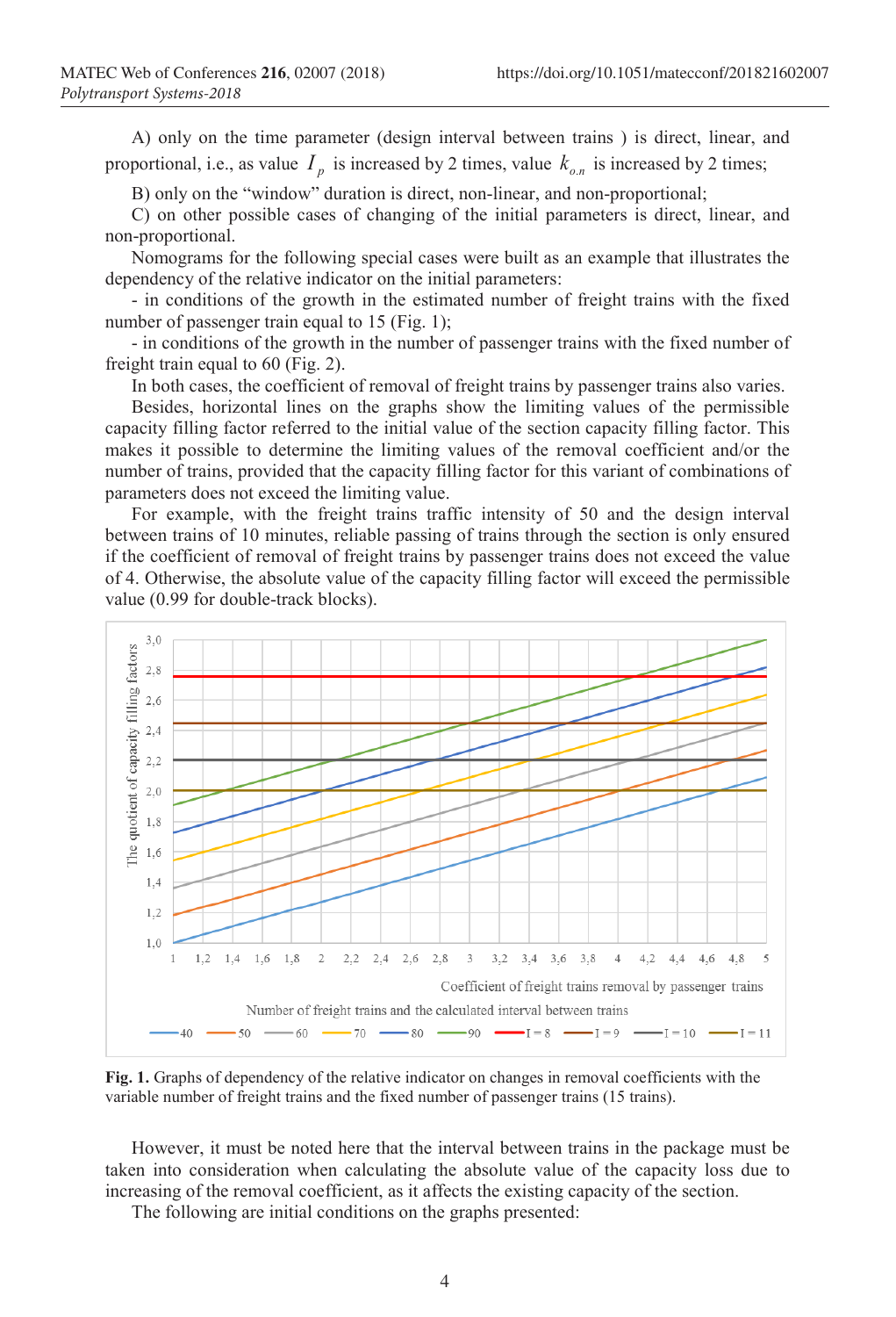A) only on the time parameter (design interval between trains ) is direct, linear, and proportional, i.e., as value $I_p$ is increased by 2 times, value $k_{o.n}$ is increased by 2 times;

B) only on the “window” duration is direct, non-linear, and non-proportional;

C) on other possible cases of changing of the initial parameters is direct, linear, and non-proportional.

Nomograms for the following special cases were built as an example that illustrates the dependency of the relative indicator on the initial parameters:

- in conditions of the growth in the estimated number of freight trains with the fixed number of passenger train equal to 15 (Fig. 1);
- in conditions of the growth in the number of passenger trains with the fixed number of freight train equal to 60 (Fig. 2).

In both cases, the coefficient of removal of freight trains by passenger trains also varies.

Besides, horizontal lines on the graphs show the limiting values of the permissible capacity filling factor referred to the initial value of the section capacity filling factor. This makes it possible to determine the limiting values of the removal coefficient and/or the number of trains, provided that the capacity filling factor for this variant of combinations of parameters does not exceed the limiting value.

For example, with the freight trains traffic intensity of 50 and the design interval between trains of 10 minutes, reliable passing of trains through the section is only ensured if the coefficient of removal of freight trains by passenger trains does not exceed the value of 4. Otherwise, the absolute value of the capacity filling factor will exceed the permissible value (0.99 for double-track blocks).

**Fig. 1.** Graphs of dependency of the relative indicator on changes in removal coefficients with the variable number of freight trains and the fixed number of passenger trains (15 trains).

However, it must be noted here that the interval between trains in the package must be taken into consideration when calculating the absolute value of the capacity loss due to increasing of the removal coefficient, as it affects the existing capacity of the section.

The following are initial conditions on the graphs presented: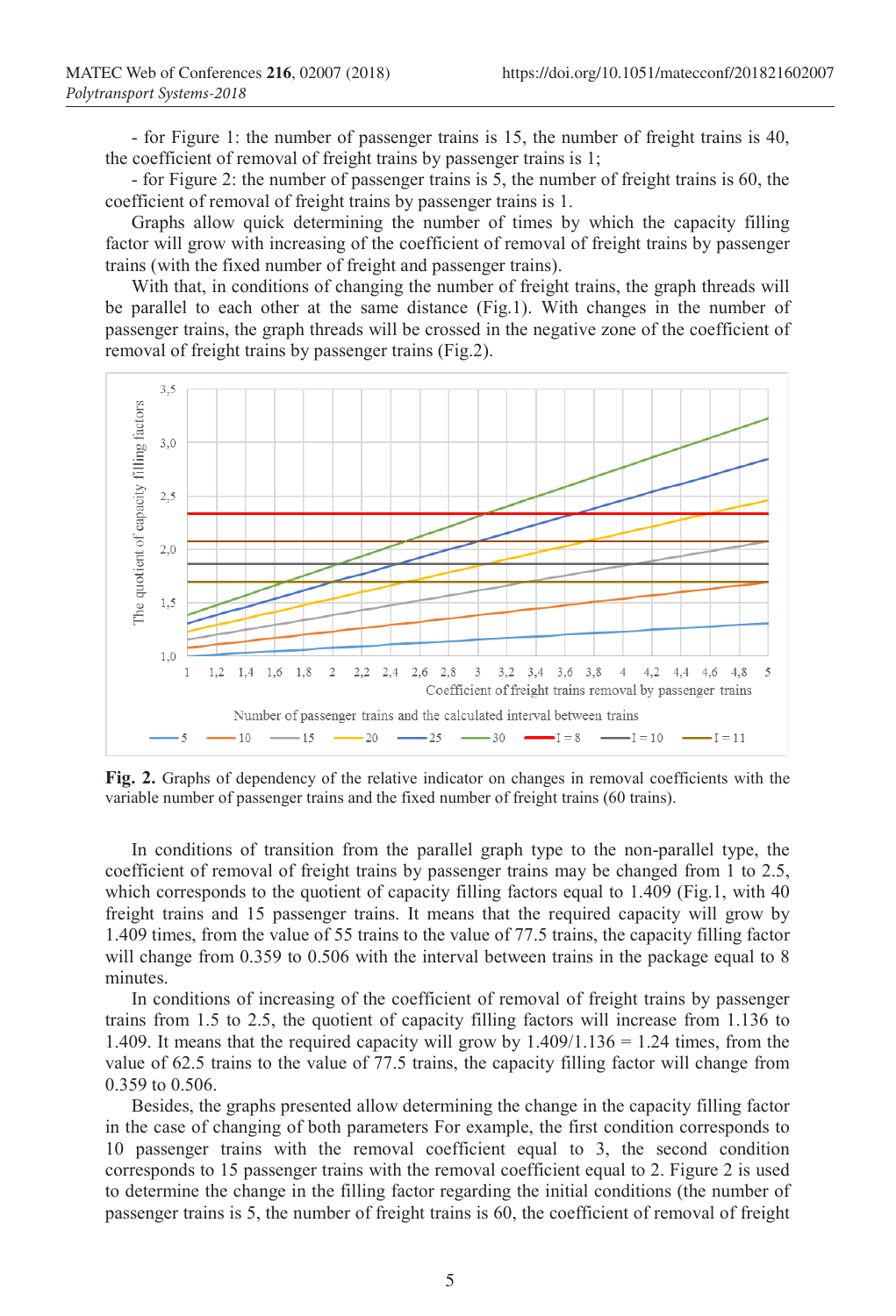- for Figure 1: the number of passenger trains is 15, the number of freight trains is 40, the coefficient of removal of freight trains by passenger trains is 1;

- for Figure 2: the number of passenger trains is 5, the number of freight trains is 60, the coefficient of removal of freight trains by passenger trains is 1.

Graphs allow quick determining the number of times by which the capacity filling factor will grow with increasing of the coefficient of removal of freight trains by passenger trains (with the fixed number of freight and passenger trains).

With that, in conditions of changing the number of freight trains, the graph threads will be parallel to each other at the same distance (Fig.1). With changes in the number of passenger trains, the graph threads will be crossed in the negative zone of the coefficient of removal of freight trains by passenger trains (Fig.2).

**Fig. 2.** Graphs of dependency of the relative indicator on changes in removal coefficients with the variable number of passenger trains and the fixed number of freight trains (60 trains).

In conditions of transition from the parallel graph type to the non-parallel type, the coefficient of removal of freight trains by passenger trains may be changed from 1 to 2.5, which corresponds to the quotient of capacity filling factors equal to 1.409 (Fig.1, with 40 freight trains and 15 passenger trains. It means that the required capacity will grow by 1.409 times, from the value of 55 trains to the value of 77.5 trains, the capacity filling factor will change from 0.359 to 0.506 with the interval between trains in the package equal to 8 minutes.

In conditions of increasing of the coefficient of removal of freight trains by passenger trains from 1.5 to 2.5, the quotient of capacity filling factors will increase from 1.136 to 1.409. It means that the required capacity will grow by 1.409/1.136 = 1.24 times, from the value of 62.5 trains to the value of 77.5 trains, the capacity filling factor will change from 0.359 to 0.506.

Besides, the graphs presented allow determining the change in the capacity filling factor in the case of changing of both parameters For example, the first condition corresponds to 10 passenger trains with the removal coefficient equal to 3, the second condition corresponds to 15 passenger trains with the removal coefficient equal to 2. Figure 2 is used to determine the change in the filling factor regarding the initial conditions (the number of passenger trains is 5, the number of freight trains is 60, the coefficient of removal of freight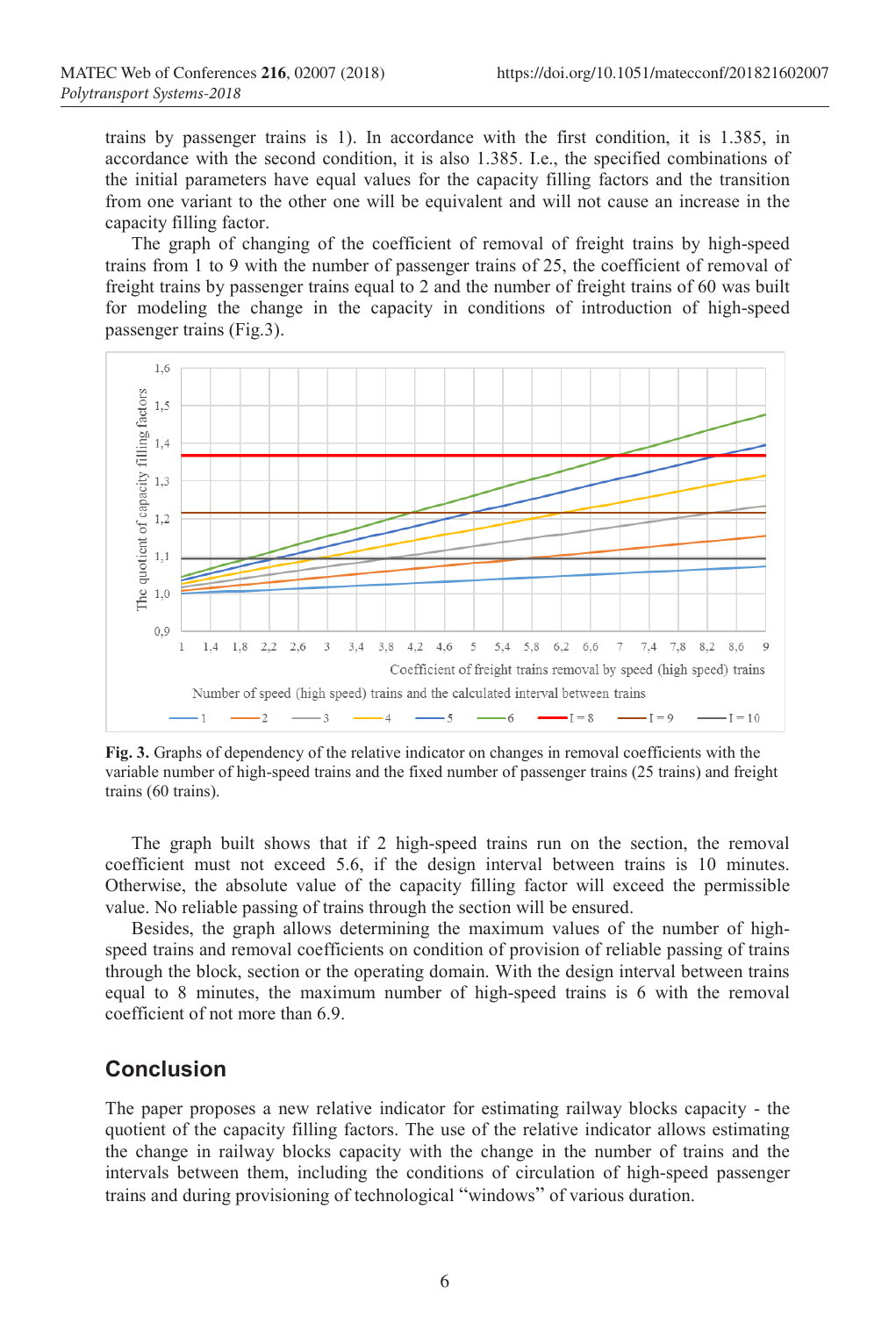trains by passenger trains is 1). In accordance with the first condition, it is 1.385, in accordance with the second condition, it is also 1.385. I.e., the specified combinations of the initial parameters have equal values for the capacity filling factors and the transition from one variant to the other one will be equivalent and will not cause an increase in the capacity filling factor.

The graph of changing of the coefficient of removal of freight trains by high-speed trains from 1 to 9 with the number of passenger trains of 25, the coefficient of removal of freight trains by passenger trains equal to 2 and the number of freight trains of 60 was built for modeling the change in the capacity in conditions of introduction of high-speed passenger trains (Fig.3).

**Fig. 3.** Graphs of dependency of the relative indicator on changes in removal coefficients with the variable number of high-speed trains and the fixed number of passenger trains (25 trains) and freight trains (60 trains).

The graph built shows that if 2 high-speed trains run on the section, the removal coefficient must not exceed 5.6, if the design interval between trains is 10 minutes. Otherwise, the absolute value of the capacity filling factor will exceed the permissible value. No reliable passing of trains through the section will be ensured.

Besides, the graph allows determining the maximum values of the number of high-speed trains and removal coefficients on condition of provision of reliable passing of trains through the block, section or the operating domain. With the design interval between trains equal to 8 minutes, the maximum number of high-speed trains is 6 with the removal coefficient of not more than 6.9.

## Conclusion

The paper proposes a new relative indicator for estimating railway blocks capacity - the quotient of the capacity filling factors. The use of the relative indicator allows estimating the change in railway blocks capacity with the change in the number of trains and the intervals between them, including the conditions of circulation of high-speed passenger trains and during provisioning of technological “windows” of various duration.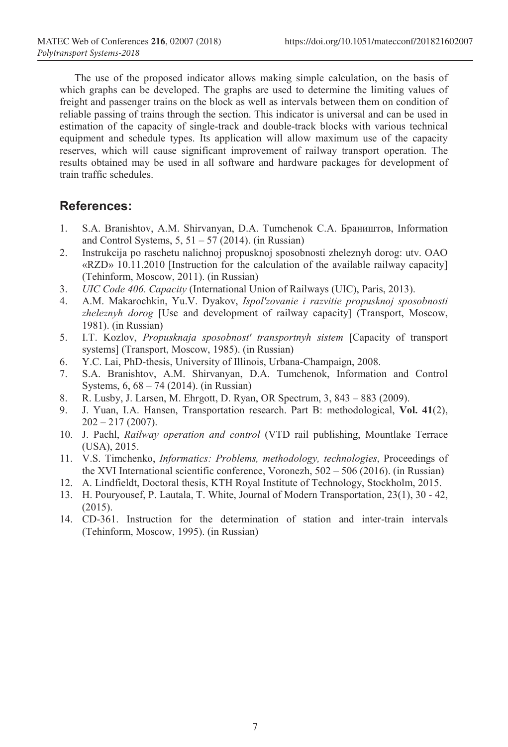The use of the proposed indicator allows making simple calculation, on the basis of which graphs can be developed. The graphs are used to determine the limiting values of freight and passenger trains on the block as well as intervals between them on condition of reliable passing of trains through the section. This indicator is universal and can be used in estimation of the capacity of single-track and double-track blocks with various technical equipment and schedule types. Its application will allow maximum use of the capacity reserves, which will cause significant improvement of railway transport operation. The results obtained may be used in all software and hardware packages for development of train traffic schedules.

## References:

1. S.A. Branishtov, A.M. Shirvanyan, D.A. Tumchenok С.А. Браништов, Information and Control Systems, 5, 51 – 57 (2014). (in Russian)
2. Instrukcija po raschetu nalichnoj propusknoj sposobnosti zheleznyh dorog: utv. OAO «RZD» 10.11.2010 [Instruction for the calculation of the available railway capacity] (Tehinform, Moscow, 2011). (in Russian)
3. *UIC Code 406. Capacity* (International Union of Railways (UIC), Paris, 2013).
4. A.M. Makarochkin, Yu.V. Dyakov, *Ispol'zovanie i razvitie propusknoj sposobnosti zheleznyh dorog* [Use and development of railway capacity] (Transport, Moscow, 1981). (in Russian)
5. I.T. Kozlov, *Propusknaja sposobnost' transportnyh sistem* [Capacity of transport systems] (Transport, Moscow, 1985). (in Russian)
6. Y.C. Lai, PhD-thesis, University of Illinois, Urbana-Champaign, 2008.
7. S.A. Branishtov, A.M. Shirvanyan, D.A. Tumchenok, Information and Control Systems, 6, 68 – 74 (2014). (in Russian)
8. R. Lusby, J. Larsen, M. Ehrgott, D. Ryan, OR Spectrum, 3, 843 – 883 (2009).
9. J. Yuan, I.A. Hansen, Transportation research. Part B: methodological, **Vol. 41**(2), 202 – 217 (2007).
10. J. Pachl, *Railway operation and control* (VTD rail publishing, Mountlake Terrace (USA), 2015.
11. V.S. Timchenko, *Informatics: Problems, methodology, technologies*, Proceedings of the XVI International scientific conference, Voronezh, 502 – 506 (2016). (in Russian)
12. A. Lindfieldt, Doctoral thesis, KTH Royal Institute of Technology, Stockholm, 2015.
13. H. Pouryousef, P. Lautala, T. White, Journal of Modern Transportation, 23(1), 30 - 42, (2015).
14. CD-361. Instruction for the determination of station and inter-train intervals (Tehinform, Moscow, 1995). (in Russian)